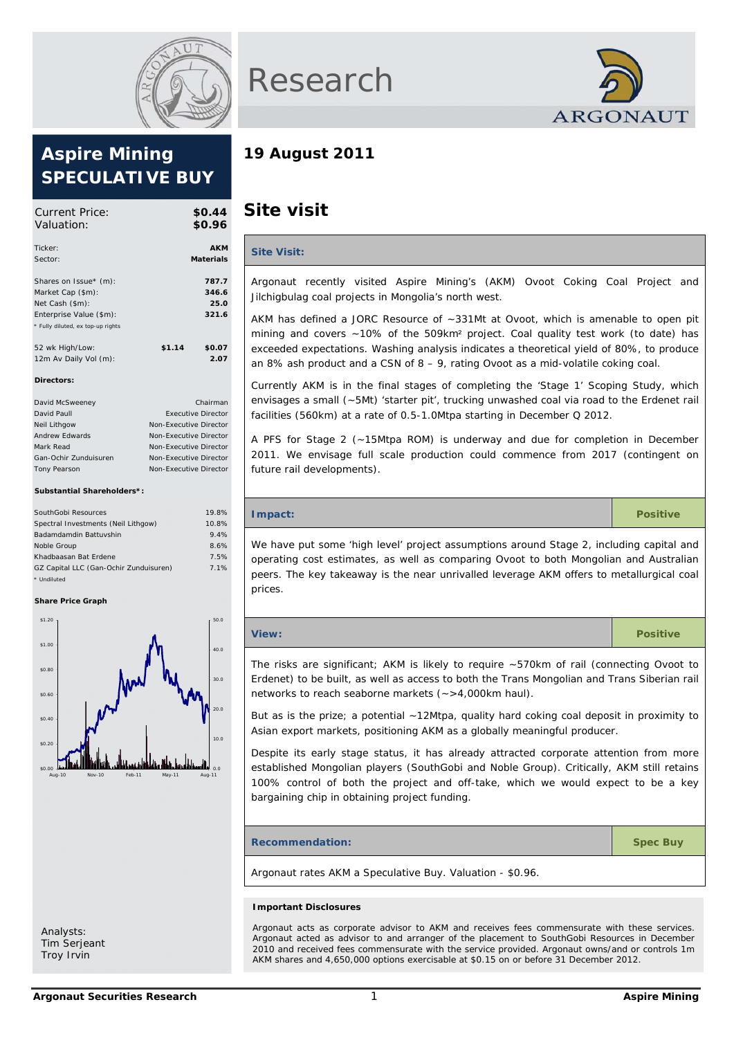# Research

## Aspire Mining
## SPECULATIVE BUY

| | | |
|---|---|---|
| Current Price: | | $0.44 |
| Valuation: | | $0.96 |
| Ticker: | | AKM |
| Sector: | | Materials |
| Shares on Issue* (m): | | 787.7 |
| Market Cap ($m): | | 346.6 |
| Net Cash ($m): | | 25.0 |
| Enterprise Value ($m): | | 321.6 |
| 52 wk High/Low: | $1.14 | $0.07 |
| 12m Av Daily Vol (m): | | 2.07 |

\* Fully diluted, ex top-up rights

**Directors:**

| | |
|---|---|
| David McSweeney | Chairman |
| David Paull | Executive Director |
| Neil Lithgow | Non-Executive Director |
| Andrew Edwards | Non-Executive Director |
| Mark Read | Non-Executive Director |
| Gan-Ochir Zunduisuren | Non-Executive Director |
| Tony Pearson | Non-Executive Director |

**Substantial Shareholders*:**

| | |
|---|---|
| SouthGobi Resources | 19.8% |
| Spectral Investments (Neil Lithgow) | 10.8% |
| Badamdamdin Battuvshin | 9.4% |
| Noble Group | 8.6% |
| Khadbaasan Bat Erdene | 7.5% |
| GZ Capital LLC (Gan-Ochir Zunduisuren) | 7.1% |

\* Undiluted

**Share Price Graph**

Analysts:
Tim Serjeant
Troy Irvin

## 19 August 2011

# Site visit

### Site Visit:

Argonaut recently visited Aspire Mining's (AKM) Ovoot Coking Coal Project and Jilchigbulag coal projects in Mongolia's north west.

AKM has defined a JORC Resource of ~331Mt at Ovoot, which is amenable to open pit mining and covers ~10% of the 509km² project. Coal quality test work (to date) has exceeded expectations. Washing analysis indicates a theoretical yield of 80%, to produce an 8% ash product and a CSN of 8 – 9, rating Ovoot as a mid-volatile coking coal.

Currently AKM is in the final stages of completing the 'Stage 1' Scoping Study, which envisages a small (~5Mt) 'starter pit', trucking unwashed coal via road to the Erdenet rail facilities (560km) at a rate of 0.5-1.0Mtpa starting in December Q 2012.

A PFS for Stage 2 (~15Mtpa ROM) is underway and due for completion in December 2011. We envisage full scale production could commence from 2017 (contingent on future rail developments).

### Impact: Positive

We have put some 'high level' project assumptions around Stage 2, including capital and operating cost estimates, as well as comparing Ovoot to both Mongolian and Australian peers. The key takeaway is the near unrivalled leverage AKM offers to metallurgical coal prices.

### View: Positive

The risks are significant; AKM is likely to require ~570km of rail (connecting Ovoot to Erdenet) to be built, as well as access to both the Trans Mongolian and Trans Siberian rail networks to reach seaborne markets (~>4,000km haul).

But as is the prize; a potential ~12Mtpa, quality hard coking coal deposit in proximity to Asian export markets, positioning AKM as a globally meaningful producer.

Despite its early stage status, it has already attracted corporate attention from more established Mongolian players (SouthGobi and Noble Group). Critically, AKM still retains 100% control of both the project and off-take, which we would expect to be a key bargaining chip in obtaining project funding.

### Recommendation: Spec Buy

Argonaut rates AKM a Speculative Buy. Valuation - $0.96.

**Important Disclosures**

Argonaut acts as corporate advisor to AKM and receives fees commensurate with these services. Argonaut acted as advisor to and arranger of the placement to SouthGobi Resources in December 2010 and received fees commensurate with the service provided. Argonaut owns/and or controls 1m AKM shares and 4,650,000 options exercisable at $0.15 on or before 31 December 2012.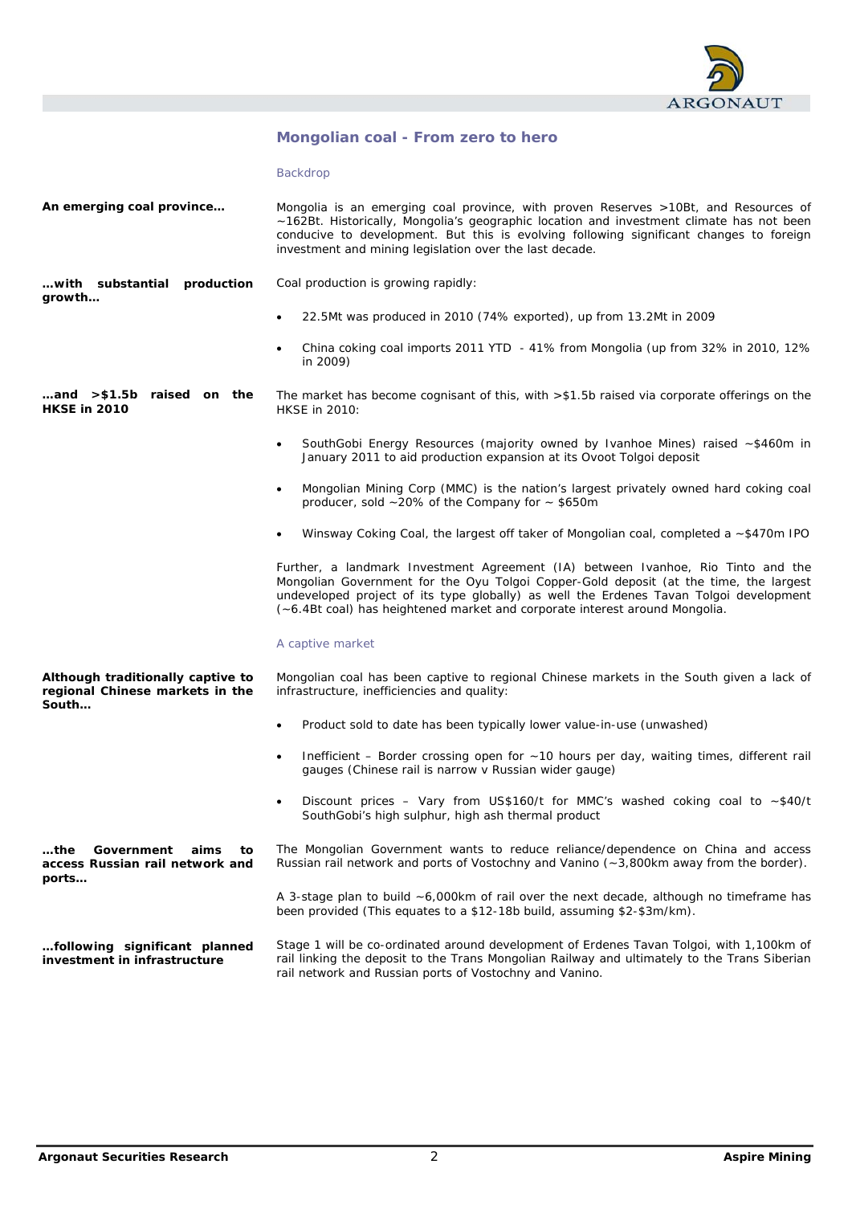## Mongolian coal - From zero to hero

### Backdrop

**An emerging coal province…**

Mongolia is an emerging coal province, with proven Reserves >10Bt, and Resources of ~162Bt. Historically, Mongolia's geographic location and investment climate has not been conducive to development. But this is evolving following significant changes to foreign investment and mining legislation over the last decade.

**…with substantial production growth…**

Coal production is growing rapidly:

- 22.5Mt was produced in 2010 (74% exported), up from 13.2Mt in 2009
- China coking coal imports 2011 YTD - 41% from Mongolia (up from 32% in 2010, 12% in 2009)

**…and >$1.5b raised on the HKSE in 2010**

The market has become cognisant of this, with >$1.5b raised via corporate offerings on the HKSE in 2010:

- SouthGobi Energy Resources (majority owned by Ivanhoe Mines) raised ~$460m in January 2011 to aid production expansion at its Ovoot Tolgoi deposit
- Mongolian Mining Corp (MMC) is the nation's largest privately owned hard coking coal producer, sold ~20% of the Company for ~ $650m
- Winsway Coking Coal, the largest off taker of Mongolian coal, completed a ~$470m IPO

Further, a landmark Investment Agreement (IA) between Ivanhoe, Rio Tinto and the Mongolian Government for the Oyu Tolgoi Copper-Gold deposit (at the time, the largest undeveloped project of its type globally) as well the Erdenes Tavan Tolgoi development (~6.4Bt coal) has heightened market and corporate interest around Mongolia.

### A captive market

**Although traditionally captive to regional Chinese markets in the South…**

Mongolian coal has been captive to regional Chinese markets in the South given a lack of infrastructure, inefficiencies and quality:

- Product sold to date has been typically lower value-in-use (unwashed)
- Inefficient – Border crossing open for ~10 hours per day, waiting times, different rail gauges (Chinese rail is narrow v Russian wider gauge)
- Discount prices – Vary from US$160/t for MMC's washed coking coal to ~$40/t SouthGobi's high sulphur, high ash thermal product

**…the Government aims to access Russian rail network and ports…**

The Mongolian Government wants to reduce reliance/dependence on China and access Russian rail network and ports of Vostochny and Vanino (~3,800km away from the border).

A 3-stage plan to build ~6,000km of rail over the next decade, although no timeframe has been provided (This equates to a $12-18b build, assuming $2-$3m/km).

**…following significant planned investment in infrastructure**

Stage 1 will be co-ordinated around development of Erdenes Tavan Tolgoi, with 1,100km of rail linking the deposit to the Trans Mongolian Railway and ultimately to the Trans Siberian rail network and Russian ports of Vostochny and Vanino.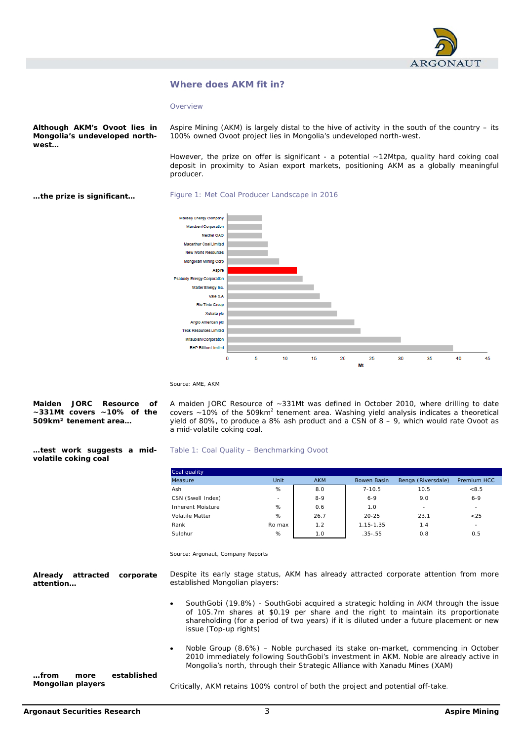## Where does AKM fit in?

### Overview

**Although AKM's Ovoot lies in Mongolia's undeveloped north-west…**

Aspire Mining (AKM) is largely distal to the hive of activity in the south of the country – its 100% owned Ovoot project lies in Mongolia's undeveloped north-west.

However, the prize on offer is significant - a potential ~12Mtpa, quality hard coking coal deposit in proximity to Asian export markets, positioning AKM as a globally meaningful producer.

**…the prize is significant…**

Figure 1: Met Coal Producer Landscape in 2016

| Company | Mt (approx.) |
|---|---|
| Massey Energy Company | 6 |
| Marubeni Corporation | 6 |
| Mechel OAO | 6 |
| Macarthur Coal Limited | 7 |
| New World Resources | 7 |
| Mongolian Mining Corp | 9 |
| Aspire | 12 |
| Peabody Energy Corporation | 13 |
| Walter Energy Inc. | 15 |
| Vale S.A | 16 |
| Rio Tinto Group | 18 |
| Xstrata plc | 19 |
| Anglo American plc | 22 |
| Teck Resources Limited | 23 |
| Mitsubishi Corporation | 30 |
| BHP Billiton Limited | 39 |

Source: AME, AKM

**Maiden JORC Resource of ~331Mt covers ~10% of the 509km² tenement area…**

A maiden JORC Resource of ~331Mt was defined in October 2010, where drilling to date covers ~10% of the 509km$^2$ tenement area. Washing yield analysis indicates a theoretical yield of 80%, to produce a 8% ash product and a CSN of 8 – 9, which would rate Ovoot as a mid-volatile coking coal.

**…test work suggests a mid-volatile coking coal**

Table 1: Coal Quality – Benchmarking Ovoot

| Coal quality | | | | | |
|---|---|---|---|---|---|
| Measure | Unit | AKM | Bowen Basin | Benga (Riversdale) | Premium HCC |
| Ash | % | 8.0 | 7-10.5 | 10.5 | <8.5 |
| CSN (Swell Index) | - | 8-9 | 6-9 | 9.0 | 6-9 |
| Inherent Moisture | % | 0.6 | 1.0 | - | - |
| Volatile Matter | % | 26.7 | 20-25 | 23.1 | <25 |
| Rank | Ro max | 1.2 | 1.15-1.35 | 1.4 | - |
| Sulphur | % | 1.0 | .35-.55 | 0.8 | 0.5 |

Source: Argonaut, Company Reports

**Already attracted corporate attention…**

Despite its early stage status, AKM has already attracted corporate attention from more established Mongolian players:

- SouthGobi (19.8%) - SouthGobi acquired a strategic holding in AKM through the issue of 105.7m shares at $0.19 per share and the right to maintain its proportionate shareholding (for a period of two years) if it is diluted under a future placement or new issue (Top-up rights)

- Noble Group (8.6%) – Noble purchased its stake on-market, commencing in October 2010 immediately following SouthGobi's investment in AKM. Noble are already active in Mongolia's north, through their Strategic Alliance with Xanadu Mines (XAM)

**…from more established Mongolian players**

Critically, AKM retains 100% control of both the project and potential off-take.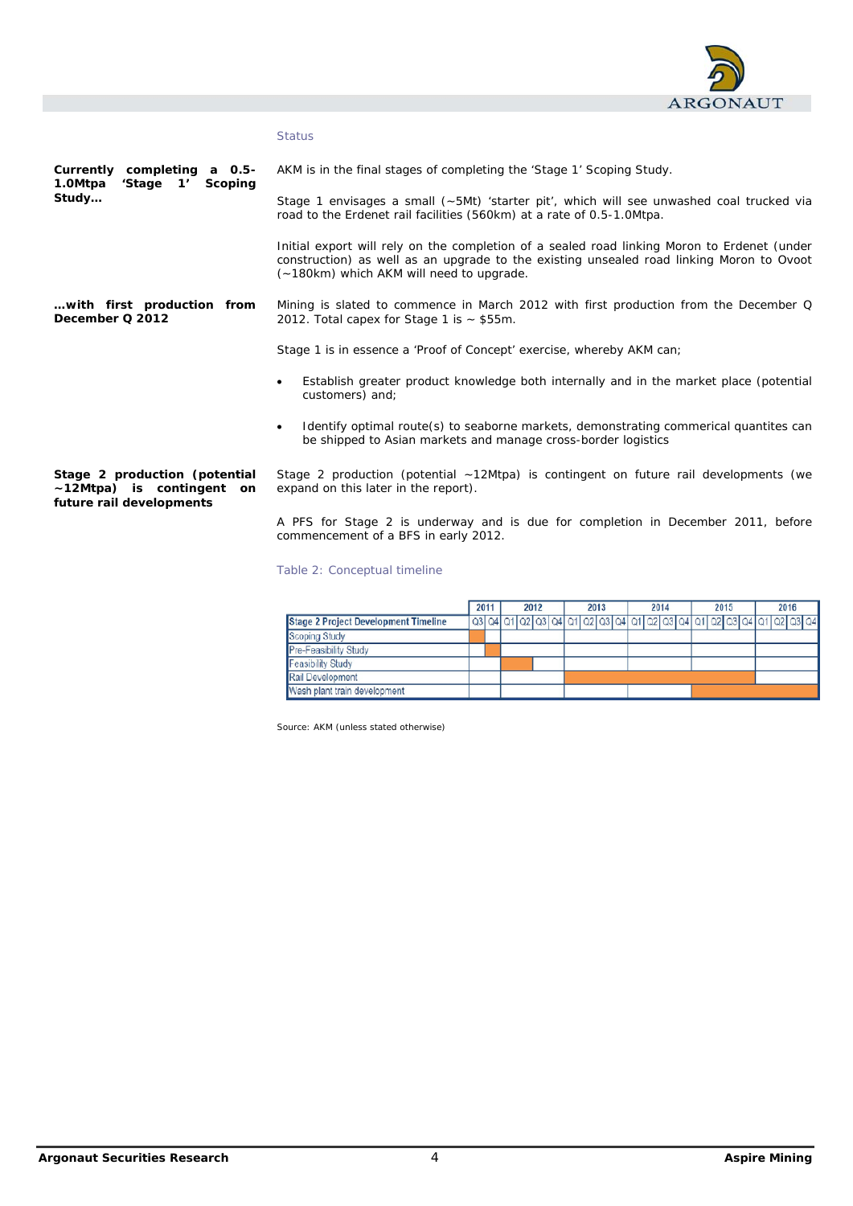## Status

**Currently completing a 0.5-1.0Mtpa 'Stage 1' Scoping Study…**

AKM is in the final stages of completing the 'Stage 1' Scoping Study.

Stage 1 envisages a small (~5Mt) 'starter pit', which will see unwashed coal trucked via road to the Erdenet rail facilities (560km) at a rate of 0.5-1.0Mtpa.

Initial export will rely on the completion of a sealed road linking Moron to Erdenet (under construction) as well as an upgrade to the existing unsealed road linking Moron to Ovoot (~180km) which AKM will need to upgrade.

**…with first production from December Q 2012**

Mining is slated to commence in March 2012 with first production from the December Q 2012. Total capex for Stage 1 is ~ $55m.

Stage 1 is in essence a 'Proof of Concept' exercise, whereby AKM can;

- Establish greater product knowledge both internally and in the market place (potential customers) and;
- Identify optimal route(s) to seaborne markets, demonstrating commerical quantites can be shipped to Asian markets and manage cross-border logistics

**Stage 2 production (potential ~12Mtpa) is contingent on future rail developments**

Stage 2 production (potential ~12Mtpa) is contingent on future rail developments (we expand on this later in the report).

A PFS for Stage 2 is underway and is due for completion in December 2011, before commencement of a BFS in early 2012.

Table 2: Conceptual timeline

| | 2011 | | 2012 | | | | 2013 | | | | 2014 | | | | 2015 | | | | 2016 | | | |
|---|---|---|---|---|---|---|---|---|---|---|---|---|---|---|---|---|---|---|---|---|---|---|
| **Stage 2 Project Development Timeline** | Q3 | Q4 | Q1 | Q2 | Q3 | Q4 | Q1 | Q2 | Q3 | Q4 | Q1 | Q2 | Q3 | Q4 | Q1 | Q2 | Q3 | Q4 | Q1 | Q2 | Q3 | Q4 |
| Scoping Study | ■ | | | | | | | | | | | | | | | | | | | | | |
| Pre-Feasibility Study | | ■ | | | | | | | | | | | | | | | | | | | | |
| Feasibility Study | | | ■ | ■ | | | | | | | | | | | | | | | | | | |
| Rail Development | | | | | | | ■ | ■ | ■ | ■ | ■ | ■ | ■ | ■ | ■ | ■ | ■ | ■ | | | | |
| Wash plant train development | | | | | | | | | | | | | | | ■ | ■ | ■ | ■ | ■ | ■ | ■ | ■ |

Source: AKM (unless stated otherwise)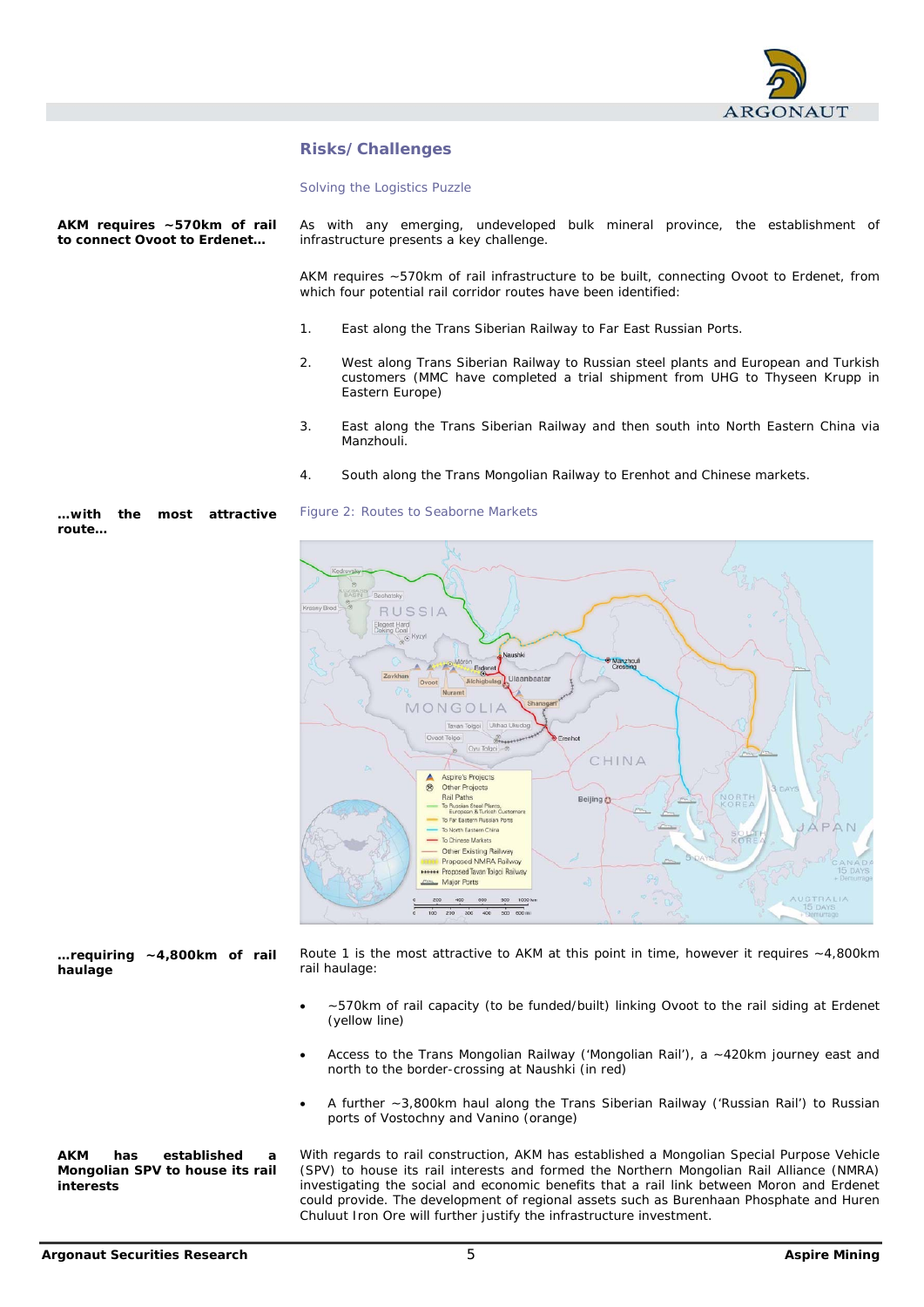## Risks/Challenges

Solving the Logistics Puzzle

**AKM requires ~570km of rail to connect Ovoot to Erdenet…**

As with any emerging, undeveloped bulk mineral province, the establishment of infrastructure presents a key challenge.

AKM requires ~570km of rail infrastructure to be built, connecting Ovoot to Erdenet, from which four potential rail corridor routes have been identified:

1. East along the Trans Siberian Railway to Far East Russian Ports.
2. West along Trans Siberian Railway to Russian steel plants and European and Turkish customers (MMC have completed a trial shipment from UHG to Thyseen Krupp in Eastern Europe)
3. East along the Trans Siberian Railway and then south into North Eastern China via Manzhouli.
4. South along the Trans Mongolian Railway to Erenhot and Chinese markets.

**…with the most attractive route…**

Figure 2: Routes to Seaborne Markets

**…requiring ~4,800km of rail haulage**

Route 1 is the most attractive to AKM at this point in time, however it requires ~4,800km rail haulage:

- ~570km of rail capacity (to be funded/built) linking Ovoot to the rail siding at Erdenet (yellow line)
- Access to the Trans Mongolian Railway ('Mongolian Rail'), a ~420km journey east and north to the border-crossing at Naushki (in red)
- A further ~3,800km haul along the Trans Siberian Railway ('Russian Rail') to Russian ports of Vostochny and Vanino (orange)

**AKM has established a Mongolian SPV to house its rail interests**

With regards to rail construction, AKM has established a Mongolian Special Purpose Vehicle (SPV) to house its rail interests and formed the Northern Mongolian Rail Alliance (NMRA) investigating the social and economic benefits that a rail link between Moron and Erdenet could provide. The development of regional assets such as Burenhaan Phosphate and Huren Chuluut Iron Ore will further justify the infrastructure investment.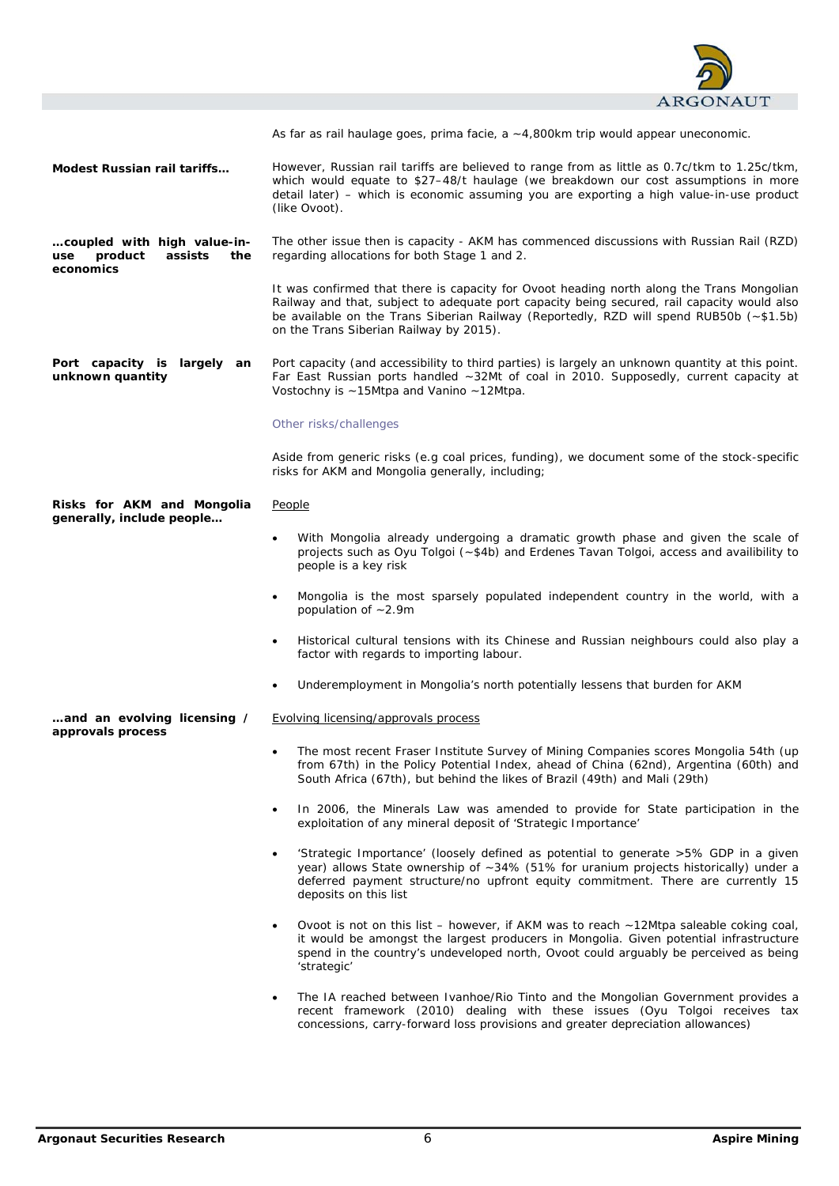As far as rail haulage goes, prima facie, a ~4,800km trip would appear uneconomic.

**Modest Russian rail tariffs…**

However, Russian rail tariffs are believed to range from as little as 0.7c/tkm to 1.25c/tkm, which would equate to $27–48/t haulage (we breakdown our cost assumptions in more detail later) – which is economic assuming you are exporting a high value-in-use product (like Ovoot).

**…coupled with high value-in-use product assists the economics**

The other issue then is capacity - AKM has commenced discussions with Russian Rail (RZD) regarding allocations for both Stage 1 and 2.

It was confirmed that there is capacity for Ovoot heading north along the Trans Mongolian Railway and that, subject to adequate port capacity being secured, rail capacity would also be available on the Trans Siberian Railway (Reportedly, RZD will spend RUB50b (~$1.5b) on the Trans Siberian Railway by 2015).

**Port capacity is largely an unknown quantity**

Port capacity (and accessibility to third parties) is largely an unknown quantity at this point. Far East Russian ports handled ~32Mt of coal in 2010. Supposedly, current capacity at Vostochny is ~15Mtpa and Vanino ~12Mtpa.

### Other risks/challenges

Aside from generic risks (e.g coal prices, funding), we document some of the stock-specific risks for AKM and Mongolia generally, including;

**Risks for AKM and Mongolia generally, include people…**

People

- With Mongolia already undergoing a dramatic growth phase and given the scale of projects such as Oyu Tolgoi (~$4b) and Erdenes Tavan Tolgoi, access and availibility to people is a key risk
- Mongolia is the most sparsely populated independent country in the world, with a population of ~2.9m
- Historical cultural tensions with its Chinese and Russian neighbours could also play a factor with regards to importing labour.
- Underemployment in Mongolia's north potentially lessens that burden for AKM

**…and an evolving licensing / approvals process**

Evolving licensing/approvals process

- The most recent Fraser Institute Survey of Mining Companies scores Mongolia 54th (up from 67th) in the Policy Potential Index, ahead of China (62nd), Argentina (60th) and South Africa (67th), but behind the likes of Brazil (49th) and Mali (29th)
- In 2006, the Minerals Law was amended to provide for State participation in the exploitation of any mineral deposit of 'Strategic Importance'
- 'Strategic Importance' (loosely defined as potential to generate >5% GDP in a given year) allows State ownership of ~34% (51% for uranium projects historically) under a deferred payment structure/no upfront equity commitment. There are currently 15 deposits on this list
- Ovoot is not on this list – however, if AKM was to reach ~12Mtpa saleable coking coal, it would be amongst the largest producers in Mongolia. Given potential infrastructure spend in the country's undeveloped north, Ovoot could arguably be perceived as being 'strategic'
- The IA reached between Ivanhoe/Rio Tinto and the Mongolian Government provides a recent framework (2010) dealing with these issues (Oyu Tolgoi receives tax concessions, carry-forward loss provisions and greater depreciation allowances)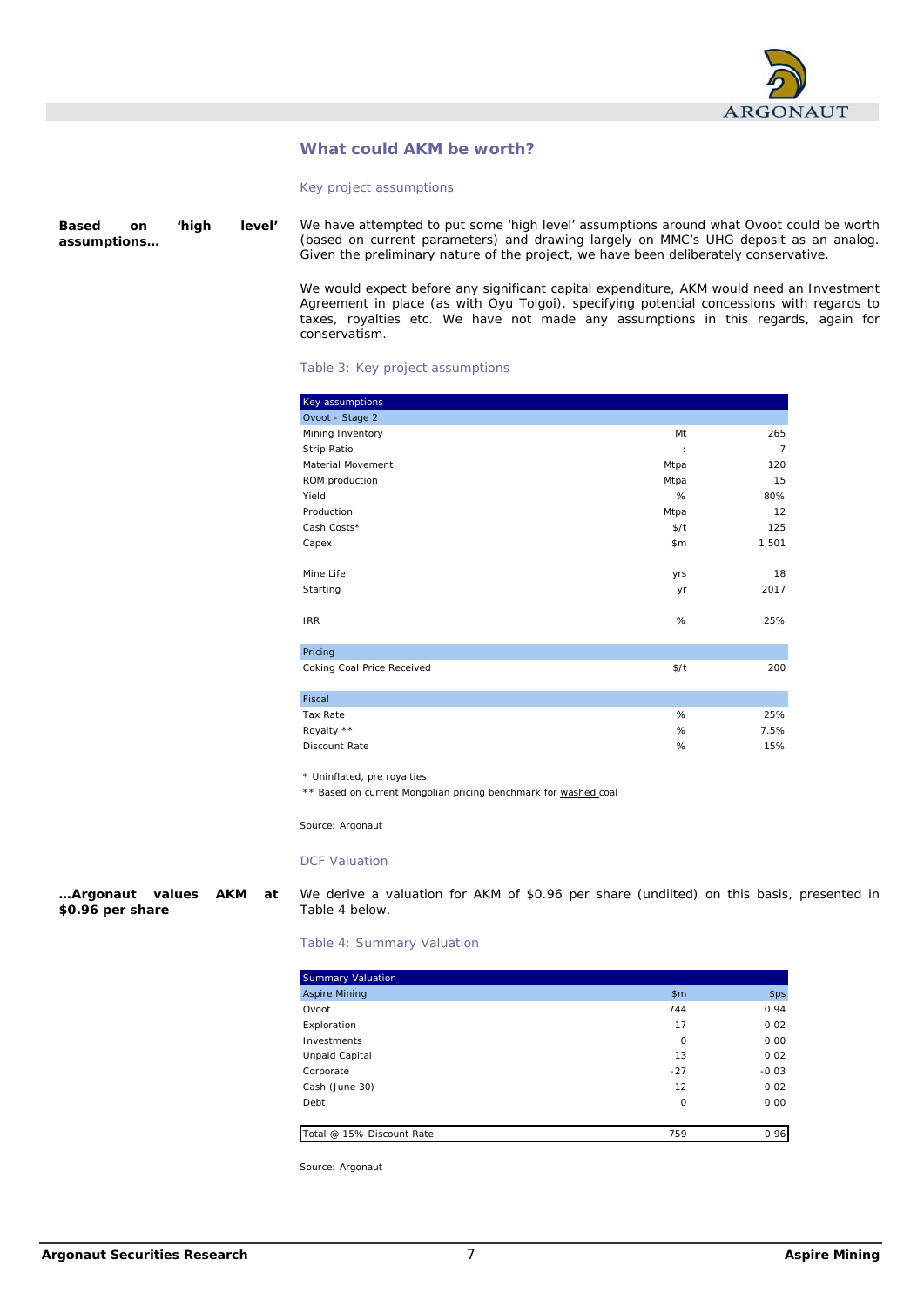## What could AKM be worth?

### Key project assumptions

**Based on 'high level' assumptions…**

We have attempted to put some 'high level' assumptions around what Ovoot could be worth (based on current parameters) and drawing largely on MMC's UHG deposit as an analog. Given the preliminary nature of the project, we have been deliberately conservative.

We would expect before any significant capital expenditure, AKM would need an Investment Agreement in place (as with Oyu Tolgoi), specifying potential concessions with regards to taxes, royalties etc. We have not made any assumptions in this regards, again for conservatism.

Table 3: Key project assumptions

| Key assumptions | | |
|---|---|---|
| **Ovoot - Stage 2** | | |
| Mining Inventory | Mt | 265 |
| Strip Ratio | : | 7 |
| Material Movement | Mtpa | 120 |
| ROM production | Mtpa | 15 |
| Yield | % | 80% |
| Production | Mtpa | 12 |
| Cash Costs* | $/t | 125 |
| Capex | $m | 1,501 |
| | | |
| Mine Life | yrs | 18 |
| Starting | yr | 2017 |
| | | |
| IRR | % | 25% |
| | | |
| **Pricing** | | |
| Coking Coal Price Received | $/t | 200 |
| | | |
| **Fiscal** | | |
| Tax Rate | % | 25% |
| Royalty ** | % | 7.5% |
| Discount Rate | % | 15% |

* Uninflated, pre royalties

** Based on current Mongolian pricing benchmark for washed coal

Source: Argonaut

### DCF Valuation

**…Argonaut values AKM at $0.96 per share**

We derive a valuation for AKM of $0.96 per share (undilted) on this basis, presented in Table 4 below.

Table 4: Summary Valuation

| Summary Valuation | | |
|---|---|---|
| **Aspire Mining** | **$m** | **$ps** |
| Ovoot | 744 | 0.94 |
| Exploration | 17 | 0.02 |
| Investments | 0 | 0.00 |
| Unpaid Capital | 13 | 0.02 |
| Corporate | -27 | -0.03 |
| Cash (June 30) | 12 | 0.02 |
| Debt | 0 | 0.00 |
| | | |
| Total @ 15% Discount Rate | 759 | 0.96 |

Source: Argonaut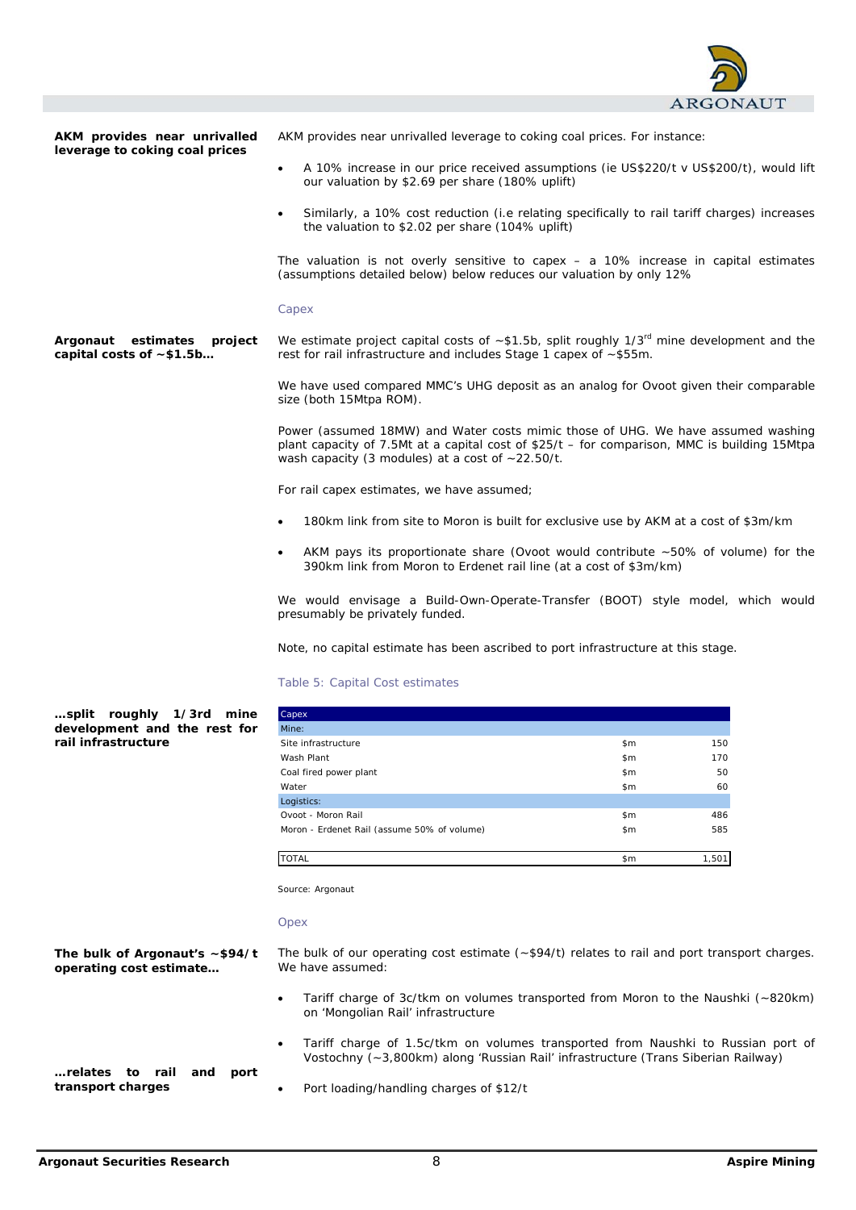**AKM provides near unrivalled leverage to coking coal prices**

AKM provides near unrivalled leverage to coking coal prices. For instance:

- A 10% increase in our price received assumptions (ie US$220/t v US$200/t), would lift our valuation by $2.69 per share (180% uplift)
- Similarly, a 10% cost reduction (i.e relating specifically to rail tariff charges) increases the valuation to $2.02 per share (104% uplift)

The valuation is not overly sensitive to capex – a 10% increase in capital estimates (assumptions detailed below) below reduces our valuation by only 12%

### Capex

**Argonaut estimates project capital costs of ~$1.5b…**

We estimate project capital costs of ~$1.5b, split roughly 1/3rd mine development and the rest for rail infrastructure and includes Stage 1 capex of ~$55m.

We have used compared MMC's UHG deposit as an analog for Ovoot given their comparable size (both 15Mtpa ROM).

Power (assumed 18MW) and Water costs mimic those of UHG. We have assumed washing plant capacity of 7.5Mt at a capital cost of $25/t – for comparison, MMC is building 15Mtpa wash capacity (3 modules) at a cost of ~22.50/t.

For rail capex estimates, we have assumed;

- 180km link from site to Moron is built for exclusive use by AKM at a cost of $3m/km
- AKM pays its proportionate share (Ovoot would contribute ~50% of volume) for the 390km link from Moron to Erdenet rail line (at a cost of $3m/km)

We would envisage a Build-Own-Operate-Transfer (BOOT) style model, which would presumably be privately funded.

Note, no capital estimate has been ascribed to port infrastructure at this stage.

**…split roughly 1/3rd mine development and the rest for rail infrastructure**

Table 5: Capital Cost estimates

| Capex | | |
|---|---|---|
| Mine: | | |
| Site infrastructure | $m | 150 |
| Wash Plant | $m | 170 |
| Coal fired power plant | $m | 50 |
| Water | $m | 60 |
| Logistics: | | |
| Ovoot - Moron Rail | $m | 486 |
| Moron - Erdenet Rail (assume 50% of volume) | $m | 585 |
| TOTAL | $m | 1,501 |

Source: Argonaut

### Opex

**The bulk of Argonaut's ~$94/t operating cost estimate…**

**…relates to rail and port transport charges**

The bulk of our operating cost estimate (~$94/t) relates to rail and port transport charges. We have assumed:

- Tariff charge of 3c/tkm on volumes transported from Moron to the Naushki (~820km) on 'Mongolian Rail' infrastructure
- Tariff charge of 1.5c/tkm on volumes transported from Naushki to Russian port of Vostochny (~3,800km) along 'Russian Rail' infrastructure (Trans Siberian Railway)
- Port loading/handling charges of $12/t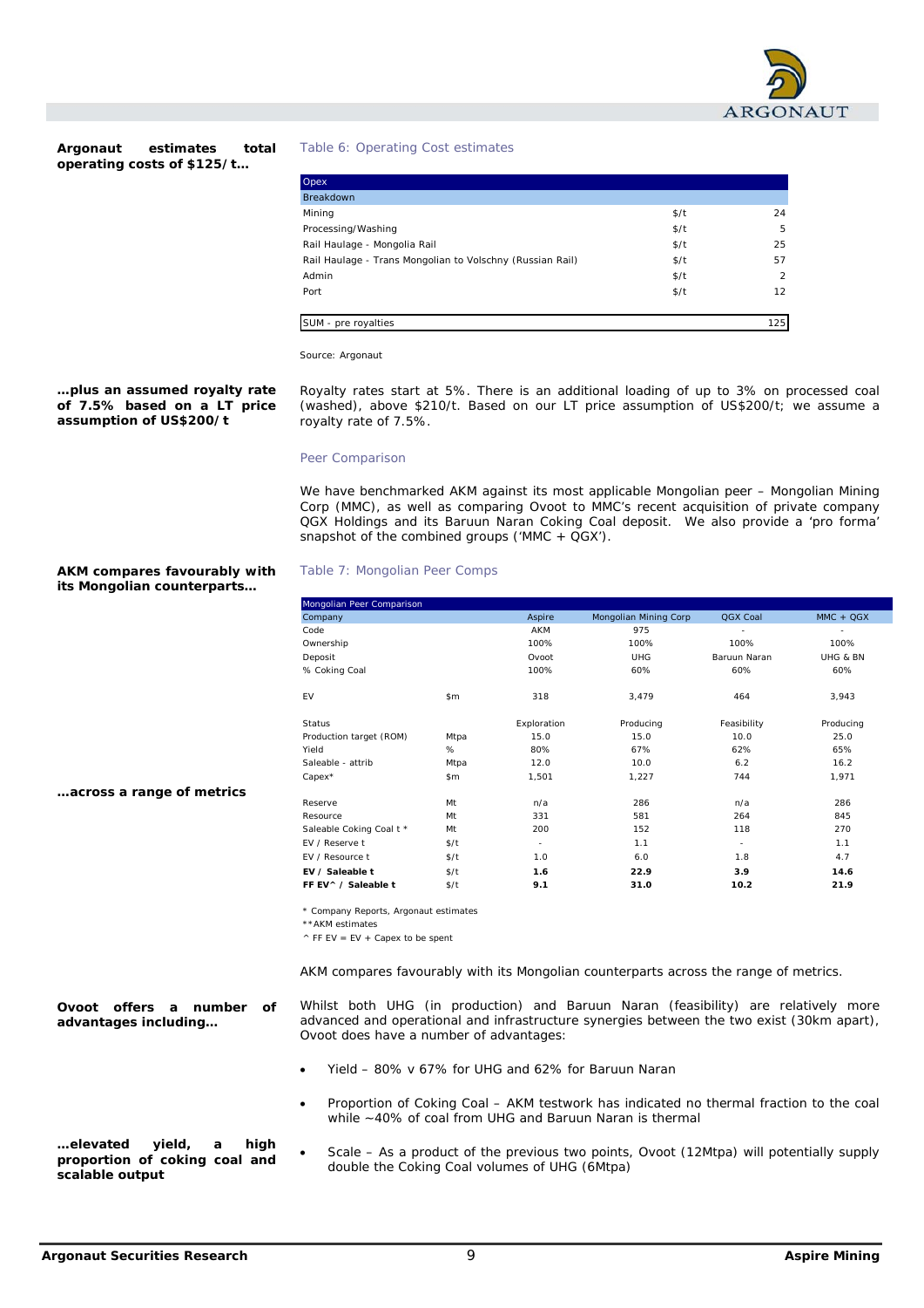**Argonaut estimates total operating costs of $125/t…**

Table 6: Operating Cost estimates

| Opex | | |
|---|---|---|
| Breakdown | | |
| Mining | $/t | 24 |
| Processing/Washing | $/t | 5 |
| Rail Haulage - Mongolia Rail | $/t | 25 |
| Rail Haulage - Trans Mongolian to Volschny (Russian Rail) | $/t | 57 |
| Admin | $/t | 2 |
| Port | $/t | 12 |
| SUM - pre royalties | | 125 |

Source: Argonaut

**…plus an assumed royalty rate of 7.5% based on a LT price assumption of US$200/t**

Royalty rates start at 5%. There is an additional loading of up to 3% on processed coal (washed), above $210/t. Based on our LT price assumption of US$200/t; we assume a royalty rate of 7.5%.

## Peer Comparison

We have benchmarked AKM against its most applicable Mongolian peer – Mongolian Mining Corp (MMC), as well as comparing Ovoot to MMC's recent acquisition of private company QGX Holdings and its Baruun Naran Coking Coal deposit. We also provide a 'pro forma' snapshot of the combined groups ('MMC + QGX').

**AKM compares favourably with its Mongolian counterparts…**

**…across a range of metrics**

Table 7: Mongolian Peer Comps

| Mongolian Peer Comparison | | | | | |
|---|---|---|---|---|---|
| Company | | Aspire | Mongolian Mining Corp | QGX Coal | MMC + QGX |
| Code | | AKM | 975 | - | - |
| Ownership | | 100% | 100% | 100% | 100% |
| Deposit | | Ovoot | UHG | Baruun Naran | UHG & BN |
| % Coking Coal | | 100% | 60% | 60% | 60% |
| EV | $m | 318 | 3,479 | 464 | 3,943 |
| Status | | Exploration | Producing | Feasibility | Producing |
| Production target (ROM) | Mtpa | 15.0 | 15.0 | 10.0 | 25.0 |
| Yield | % | 80% | 67% | 62% | 65% |
| Saleable - attrib | Mtpa | 12.0 | 10.0 | 6.2 | 16.2 |
| Capex* | $m | 1,501 | 1,227 | 744 | 1,971 |
| Reserve | Mt | n/a | 286 | n/a | 286 |
| Resource | Mt | 331 | 581 | 264 | 845 |
| Saleable Coking Coal t * | Mt | 200 | 152 | 118 | 270 |
| EV / Reserve t | $/t | - | 1.1 | - | 1.1 |
| EV / Resource t | $/t | 1.0 | 6.0 | 1.8 | 4.7 |
| **EV / Saleable t** | $/t | **1.6** | **22.9** | **3.9** | **14.6** |
| **FF EV^ / Saleable t** | $/t | **9.1** | **31.0** | **10.2** | **21.9** |

\* Company Reports, Argonaut estimates
\*\*AKM estimates
^ FF EV = EV + Capex to be spent

AKM compares favourably with its Mongolian counterparts across the range of metrics.

**Ovoot offers a number of advantages including…**

Whilst both UHG (in production) and Baruun Naran (feasibility) are relatively more advanced and operational and infrastructure synergies between the two exist (30km apart), Ovoot does have a number of advantages:

- Yield – 80% v 67% for UHG and 62% for Baruun Naran
- Proportion of Coking Coal – AKM testwork has indicated no thermal fraction to the coal while ~40% of coal from UHG and Baruun Naran is thermal
- Scale – As a product of the previous two points, Ovoot (12Mpta) will potentially supply double the Coking Coal volumes of UHG (6Mtpa)

**…elevated yield, a high proportion of coking coal and scalable output**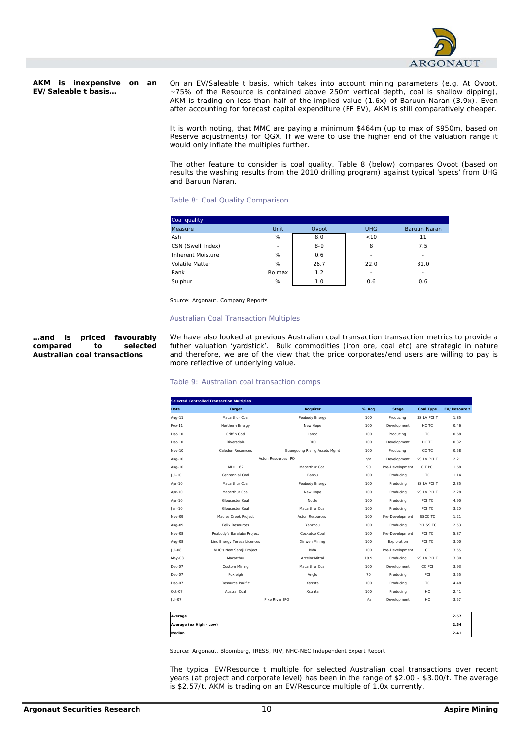**AKM is inexpensive on an EV/Saleable t basis…**

On an EV/Saleable t basis, which takes into account mining parameters (e.g. At Ovoot, ~75% of the Resource is contained above 250m vertical depth, coal is shallow dipping), AKM is trading on less than half of the implied value (1.6x) of Baruun Naran (3.9x). Even after accounting for forecast capital expenditure (FF EV), AKM is still comparatively cheaper.

It is worth noting, that MMC are paying a minimum $464m (up to max of $950m, based on Reserve adjustments) for QGX. If we were to use the higher end of the valuation range it would only inflate the multiples further.

The other feature to consider is coal quality. Table 8 (below) compares Ovoot (based on results the washing results from the 2010 drilling program) against typical 'specs' from UHG and Baruun Naran.

Table 8: Coal Quality Comparison

| Coal quality | | | | |
|---|---|---|---|---|
| Measure | Unit | Ovoot | UHG | Baruun Naran |
| Ash | % | 8.0 | <10 | 11 |
| CSN (Swell Index) | - | 8-9 | 8 | 7.5 |
| Inherent Moisture | % | 0.6 | - | - |
| Volatile Matter | % | 26.7 | 22.0 | 31.0 |
| Rank | Ro max | 1.2 | - | - |
| Sulphur | % | 1.0 | 0.6 | 0.6 |

Source: Argonaut, Company Reports

## Australian Coal Transaction Multiples

**…and is priced favourably compared to selected Australian coal transactions**

We have also looked at previous Australian coal transaction transaction metrics to provide a futher valuation 'yardstick'. Bulk commodities (iron ore, coal etc) are strategic in nature and therefore, we are of the view that the price corporates/end users are willing to pay is more reflective of underlying value.

Table 9: Australian coal transaction comps

| Selected Controlled Transaction Multiples | | | | | | |
|---|---|---|---|---|---|---|
| Date | Target | Acquirer | % Acq | Stage | Coal Type | EV/Resoure t |
| Aug-11 | Macarthur Coal | Peabody Energy | 100 | Producing | SS LV PCI T | 1.85 |
| Feb-11 | Northern Energy | New Hope | 100 | Development | HC TC | 0.46 |
| Dec-10 | Griffin Coal | Lanco | 100 | Producing | TC | 0.68 |
| Dec-10 | Riversdale | RIO | 100 | Development | HC TC | 0.32 |
| Nov-10 | Caledon Resources | Guangdong Rising Assets Mgmt | 100 | Producing | CC TC | 0.58 |
| Aug-10 | Aston Resources IPO | | n/a | Development | SS LV PCI T | 2.21 |
| Aug-10 | MDL 162 | Macarthur Coal | 90 | Pre-Development | C T PCI | 1.68 |
| Jul-10 | Centennial Coal | Banpu | 100 | Producing | TC | 1.14 |
| Apr-10 | Macarthur Coal | Peabody Energy | 100 | Producing | SS LV PCI T | 2.35 |
| Apr-10 | Macarthur Coal | New Hope | 100 | Producing | SS LV PCI T | 2.28 |
| Apr-10 | Gloucester Coal | Noble | 100 | Producing | PCI TC | 4.90 |
| Jan-10 | Gloucester Coal | Macarthur Coal | 100 | Producing | PCI TC | 3.20 |
| Nov-09 | Maules Creek Project | Aston Resources | 100 | Pre-Development | SSCC TC | 1.21 |
| Aug-09 | Felix Resources | Yanzhou | 100 | Producing | PCI SS TC | 2.53 |
| Nov-08 | Peabody's Baralaba Project | Cockatoo Coal | 100 | Pre-Development | PCI TC | 5.37 |
| Aug-08 | Linc Energy Teresa Licences | Xinwen Mining | 100 | Exploration | PCI TC | 3.00 |
| Jul-08 | NHC's New Saraji Project | BMA | 100 | Pre-Development | CC | 3.55 |
| May-08 | Macarthur | Arcelor Mittal | 19.9 | Producing | SS LV PCI T | 3.80 |
| Dec-07 | Custom Mining | Macarthur Coal | 100 | Development | CC PCI | 3.93 |
| Dec-07 | Foxleigh | Anglo | 70 | Producing | PCI | 3.55 |
| Dec-07 | Resource Pacific | Xstrata | 100 | Producing | TC | 4.48 |
| Oct-07 | Austral Coal | Xstrata | 100 | Producing | HC | 2.41 |
| Jul-07 | Pike River IPO | | n/a | Development | HC | 3.57 |
| **Average** | | | | | | **2.57** |
| **Average (ex High - Low)** | | | | | | **2.54** |
| **Median** | | | | | | **2.41** |

Source: Argonaut, Bloomberg, IRESS, RIV, NHC-NEC Independent Expert Report

The typical EV/Resource t multiple for selected Australian coal transactions over recent years (at project and corporate level) has been in the range of $2.00 - $3.00/t. The average is $2.57/t. AKM is trading on an EV/Resource multiple of 1.0x currently.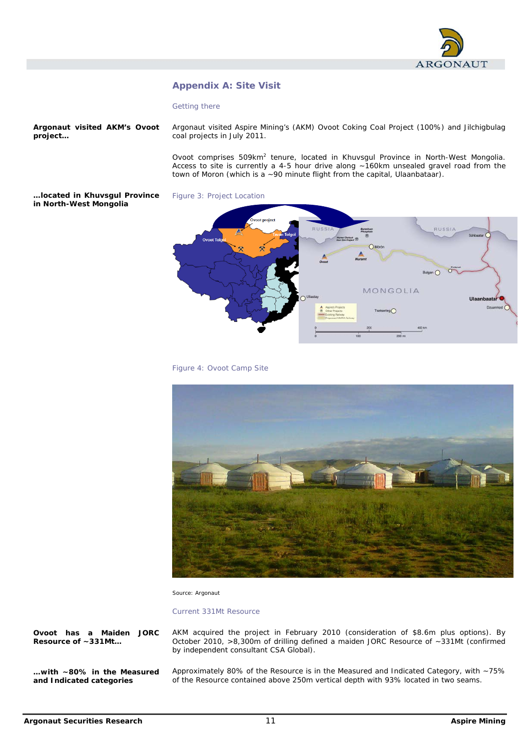## Appendix A: Site Visit

### Getting there

**Argonaut visited AKM's Ovoot project…**

Argonaut visited Aspire Mining's (AKM) Ovoot Coking Coal Project (100%) and Jilchigbulag coal projects in July 2011.

Ovoot comprises 509km$^2$ tenure, located in Khuvsgul Province in North-West Mongolia. Access to site is currently a 4-5 hour drive along ~160km unsealed gravel road from the town of Moron (which is a ~90 minute flight from the capital, Ulaanbataar).

**…located in Khuvsgul Province in North-West Mongolia**

Figure 3: Project Location

Figure 4: Ovoot Camp Site

Source: Argonaut

### Current 331Mt Resource

**Ovoot has a Maiden JORC Resource of ~331Mt…**

AKM acquired the project in February 2010 (consideration of \$8.6m plus options). By October 2010, >8,300m of drilling defined a maiden JORC Resource of ~331Mt (confirmed by independent consultant CSA Global).

**…with ~80% in the Measured and Indicated categories**

Approximately 80% of the Resource is in the Measured and Indicated Category, with ~75% of the Resource contained above 250m vertical depth with 93% located in two seams.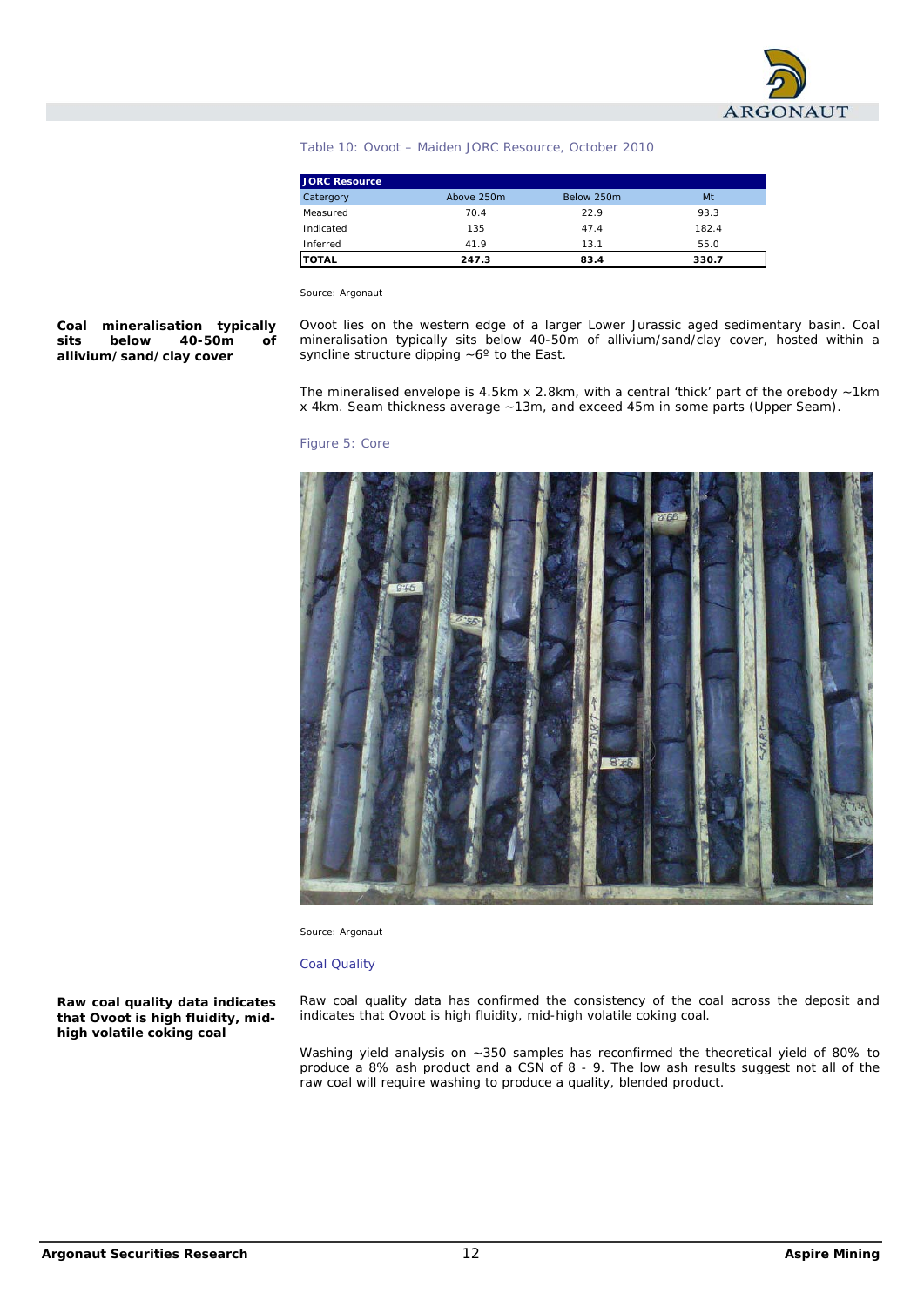Table 10: Ovoot – Maiden JORC Resource, October 2010

| JORC Resource | | | |
|---|---|---|---|
| Catergory | Above 250m | Below 250m | Mt |
| Measured | 70.4 | 22.9 | 93.3 |
| Indicated | 135 | 47.4 | 182.4 |
| Inferred | 41.9 | 13.1 | 55.0 |
| **TOTAL** | **247.3** | **83.4** | **330.7** |

Source: Argonaut

**Coal mineralisation typically sits below 40-50m of allivium/sand/clay cover**

Ovoot lies on the western edge of a larger Lower Jurassic aged sedimentary basin. Coal mineralisation typically sits below 40-50m of allivium/sand/clay cover, hosted within a syncline structure dipping ~6º to the East.

The mineralised envelope is 4.5km x 2.8km, with a central 'thick' part of the orebody ~1km x 4km. Seam thickness average ~13m, and exceed 45m in some parts (Upper Seam).

Figure 5: Core

Source: Argonaut

Coal Quality

**Raw coal quality data indicates that Ovoot is high fluidity, mid-high volatile coking coal**

Raw coal quality data has confirmed the consistency of the coal across the deposit and indicates that Ovoot is high fluidity, mid-high volatile coking coal.

Washing yield analysis on ~350 samples has reconfirmed the theoretical yield of 80% to produce a 8% ash product and a CSN of 8 - 9. The low ash results suggest not all of the raw coal will require washing to produce a quality, blended product.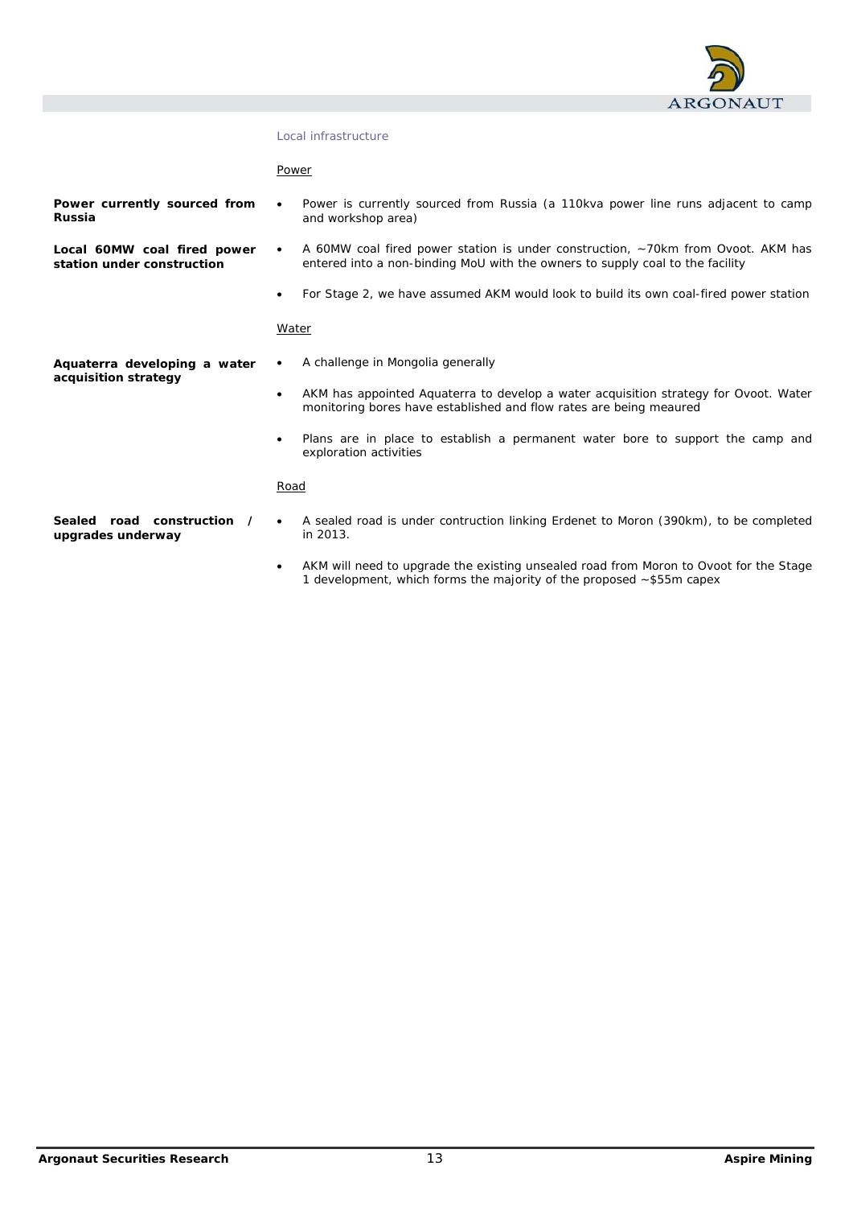### Local infrastructure

Power

**Power currently sourced from Russia**

- Power is currently sourced from Russia (a 110kva power line runs adjacent to camp and workshop area)

**Local 60MW coal fired power station under construction**

- A 60MW coal fired power station is under construction, ~70km from Ovoot. AKM has entered into a non-binding MoU with the owners to supply coal to the facility
- For Stage 2, we have assumed AKM would look to build its own coal-fired power station

Water

**Aquaterra developing a water acquisition strategy**

- A challenge in Mongolia generally
- AKM has appointed Aquaterra to develop a water acquisition strategy for Ovoot. Water monitoring bores have established and flow rates are being meaured
- Plans are in place to establish a permanent water bore to support the camp and exploration activities

Road

**Sealed road construction / upgrades underway**

- A sealed road is under contruction linking Erdenet to Moron (390km), to be completed in 2013.
- AKM will need to upgrade the existing unsealed road from Moron to Ovoot for the Stage 1 development, which forms the majority of the proposed ~$55m capex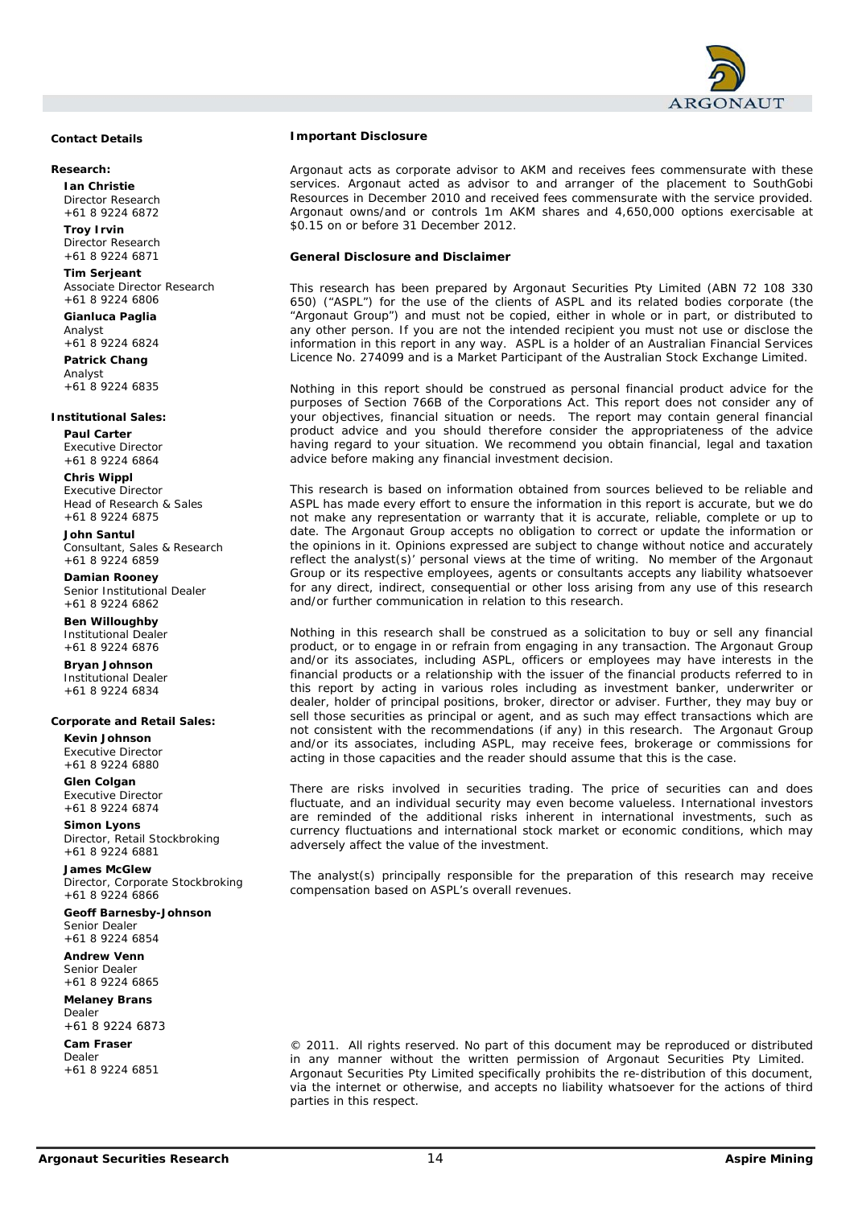## Contact Details

**Research:**

**Ian Christie**
Director Research
+61 8 9224 6872

**Troy Irvin**
Director Research
+61 8 9224 6871

**Tim Serjeant**
Associate Director Research
+61 8 9224 6806

**Gianluca Paglia**
Analyst
+61 8 9224 6824

**Patrick Chang**
Analyst
+61 8 9224 6835

**Institutional Sales:**

**Paul Carter**
Executive Director
+61 8 9224 6864

**Chris Wippl**
Executive Director
Head of Research & Sales
+61 8 9224 6875

**John Santul**
Consultant, Sales & Research
+61 8 9224 6859

**Damian Rooney**
Senior Institutional Dealer
+61 8 9224 6862

**Ben Willoughby**
Institutional Dealer
+61 8 9224 6876

**Bryan Johnson**
Institutional Dealer
+61 8 9224 6834

**Corporate and Retail Sales:**

**Kevin Johnson**
Executive Director
+61 8 9224 6880

**Glen Colgan**
Executive Director
+61 8 9224 6874

**Simon Lyons**
Director, Retail Stockbroking
+61 8 9224 6881

**James McGlew**
Director, Corporate Stockbroking
+61 8 9224 6866

**Geoff Barnesby-Johnson**
Senior Dealer
+61 8 9224 6854

**Andrew Venn**
Senior Dealer
+61 8 9224 6865

**Melaney Brans**
Dealer
+61 8 9224 6873

**Cam Fraser**
Dealer
+61 8 9224 6851

## Important Disclosure

Argonaut acts as corporate advisor to AKM and receives fees commensurate with these services. Argonaut acted as advisor to and arranger of the placement to SouthGobi Resources in December 2010 and received fees commensurate with the service provided. Argonaut owns/and or controls 1m AKM shares and 4,650,000 options exercisable at $0.15 on or before 31 December 2012.

## General Disclosure and Disclaimer

This research has been prepared by Argonaut Securities Pty Limited (ABN 72 108 330 650) ("ASPL") for the use of the clients of ASPL and its related bodies corporate (the "Argonaut Group") and must not be copied, either in whole or in part, or distributed to any other person. If you are not the intended recipient you must not use or disclose the information in this report in any way. ASPL is a holder of an Australian Financial Services Licence No. 274099 and is a Market Participant of the Australian Stock Exchange Limited.

Nothing in this report should be construed as personal financial product advice for the purposes of Section 766B of the Corporations Act. This report does not consider any of your objectives, financial situation or needs. The report may contain general financial product advice and you should therefore consider the appropriateness of the advice having regard to your situation. We recommend you obtain financial, legal and taxation advice before making any financial investment decision.

This research is based on information obtained from sources believed to be reliable and ASPL has made every effort to ensure the information in this report is accurate, but we do not make any representation or warranty that it is accurate, reliable, complete or up to date. The Argonaut Group accepts no obligation to correct or update the information or the opinions in it. Opinions expressed are subject to change without notice and accurately reflect the analyst(s)' personal views at the time of writing. No member of the Argonaut Group or its respective employees, agents or consultants accepts any liability whatsoever for any direct, indirect, consequential or other loss arising from any use of this research and/or further communication in relation to this research.

Nothing in this research shall be construed as a solicitation to buy or sell any financial product, or to engage in or refrain from engaging in any transaction. The Argonaut Group and/or its associates, including ASPL, officers or employees may have interests in the financial products or a relationship with the issuer of the financial products referred to in this report by acting in various roles including as investment banker, underwriter or dealer, holder of principal positions, broker, director or adviser. Further, they may buy or sell those securities as principal or agent, and as such may effect transactions which are not consistent with the recommendations (if any) in this research. The Argonaut Group and/or its associates, including ASPL, may receive fees, brokerage or commissions for acting in those capacities and the reader should assume that this is the case.

There are risks involved in securities trading. The price of securities can and does fluctuate, and an individual security may even become valueless. International investors are reminded of the additional risks inherent in international investments, such as currency fluctuations and international stock market or economic conditions, which may adversely affect the value of the investment.

The analyst(s) principally responsible for the preparation of this research may receive compensation based on ASPL's overall revenues.

© 2011. All rights reserved. No part of this document may be reproduced or distributed in any manner without the written permission of Argonaut Securities Pty Limited. Argonaut Securities Pty Limited specifically prohibits the re-distribution of this document, via the internet or otherwise, and accepts no liability whatsoever for the actions of third parties in this respect.